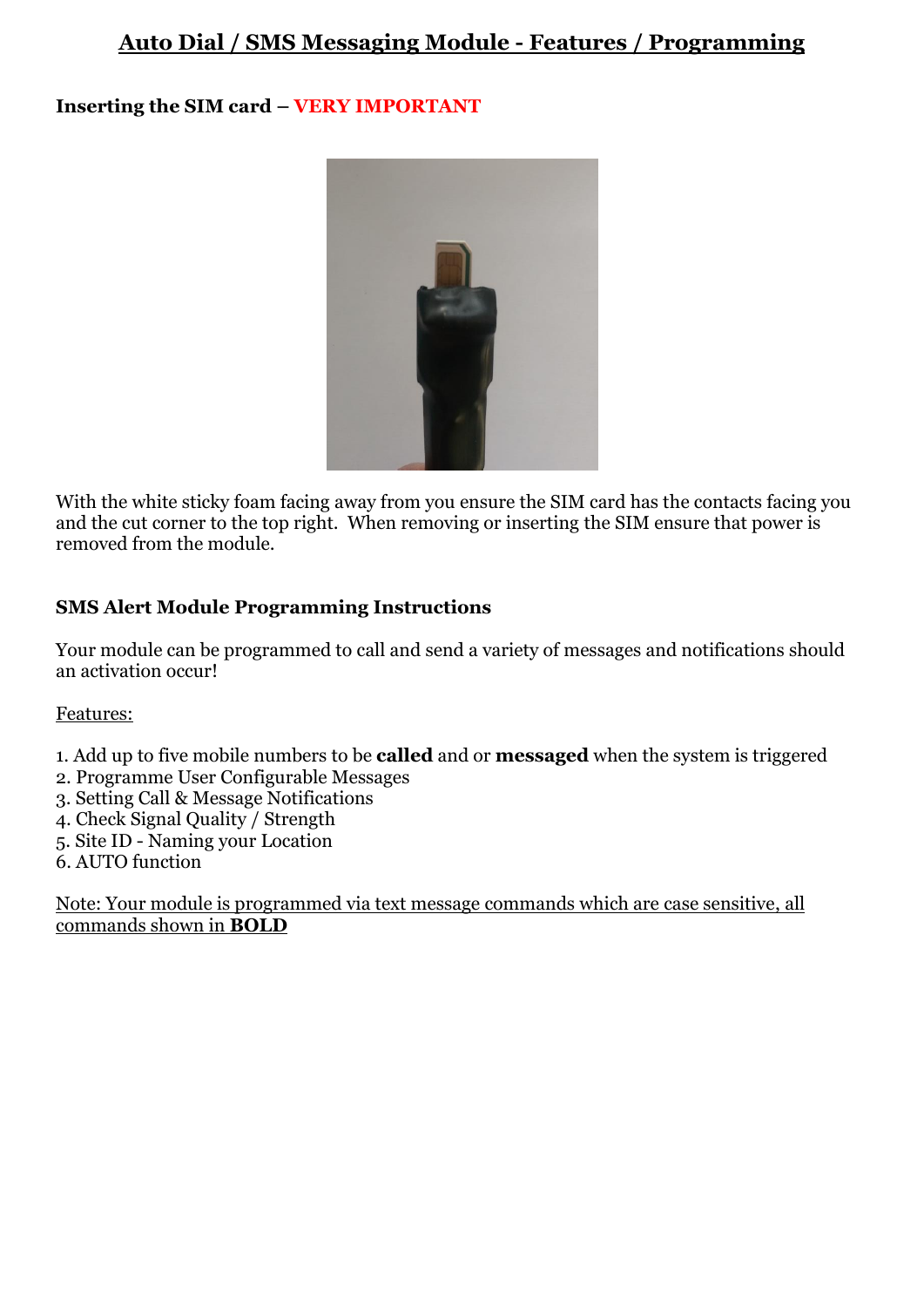# Auto Dial / SMS Messaging Module - Features / Programming

**Inserting the SIM card – VERY IMPORTANT**

With the white sticky foam facing away from you ensure the SIM card has the contacts facing you and the cut corner to the top right. When removing or inserting the SIM ensure that power is removed from the module.

**SMS Alert Module Programming Instructions**

Your module can be programmed to call and send a variety of messages and notifications should an activation occur!

Features:

1. Add up to five mobile numbers to be **called** and or **messaged** when the system is triggered
2. Programme User Configurable Messages
3. Setting Call & Message Notifications
4. Check Signal Quality / Strength
5. Site ID - Naming your Location
6. AUTO function

Note: Your module is programmed via text message commands which are case sensitive, all commands shown in **BOLD**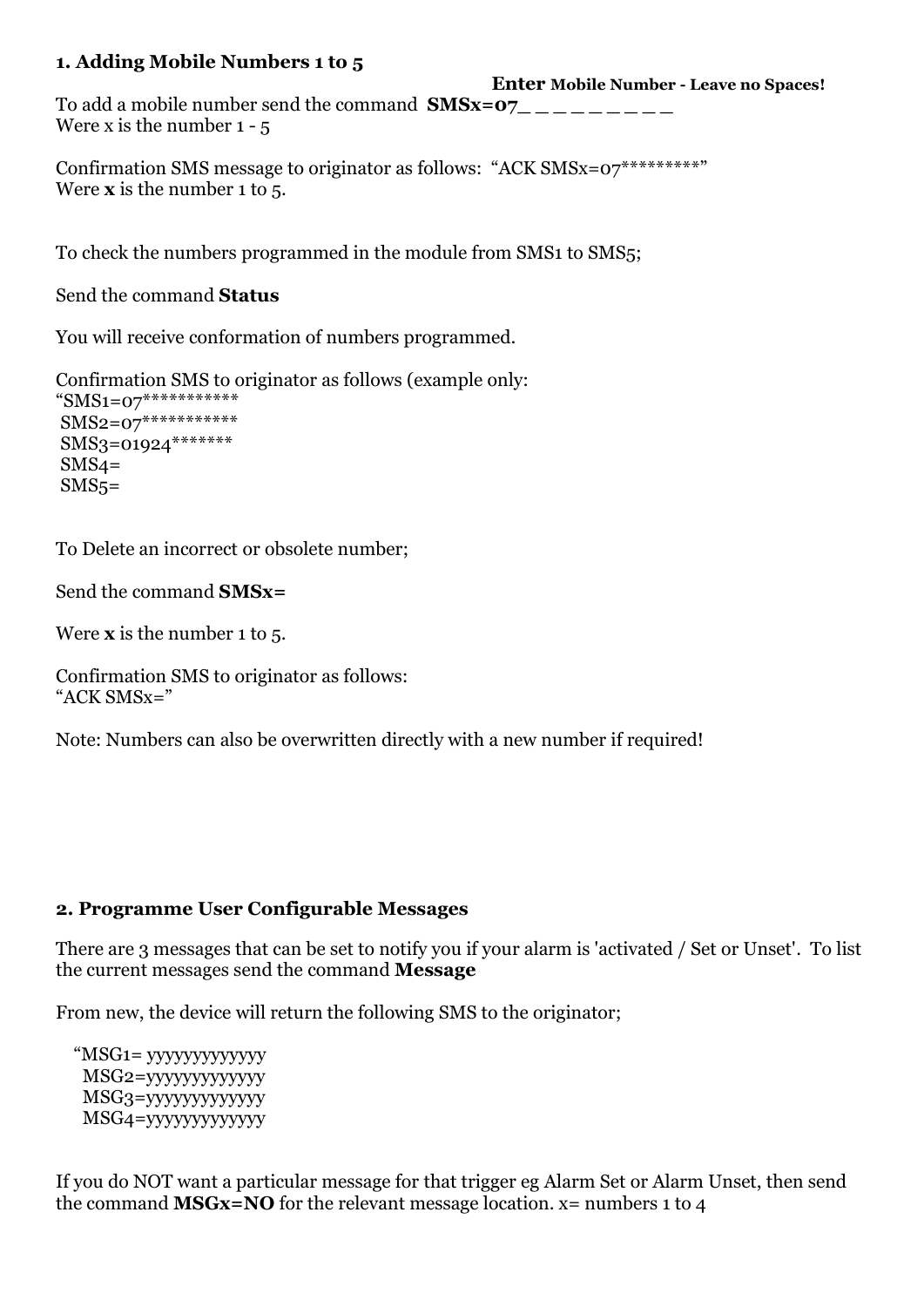**1. Adding Mobile Numbers 1 to 5**

**Enter Mobile Number - Leave no Spaces!**

To add a mobile number send the command **SMSx=07_ _ _ _ _ _ _ _ _**
Were x is the number 1 - 5

Confirmation SMS message to originator as follows: "ACK SMSx=07*********"
Were **x** is the number 1 to 5.

To check the numbers programmed in the module from SMS1 to SMS5;

Send the command **Status**

You will receive conformation of numbers programmed.

Confirmation SMS to originator as follows (example only:
"SMS1=07***********
SMS2=07***********
SMS3=01924*******
SMS4=
SMS5=

To Delete an incorrect or obsolete number;

Send the command **SMSx=**

Were **x** is the number 1 to 5.

Confirmation SMS to originator as follows:
"ACK SMSx="

Note: Numbers can also be overwritten directly with a new number if required!

**2. Programme User Configurable Messages**

There are 3 messages that can be set to notify you if your alarm is 'activated / Set or Unset'. To list the current messages send the command **Message**

From new, the device will return the following SMS to the originator;

"MSG1= yyyyyyyyyyyyy
MSG2=yyyyyyyyyyyyy
MSG3=yyyyyyyyyyyyy
MSG4=yyyyyyyyyyyyy

If you do NOT want a particular message for that trigger eg Alarm Set or Alarm Unset, then send the command **MSGx=NO** for the relevant message location. x= numbers 1 to 4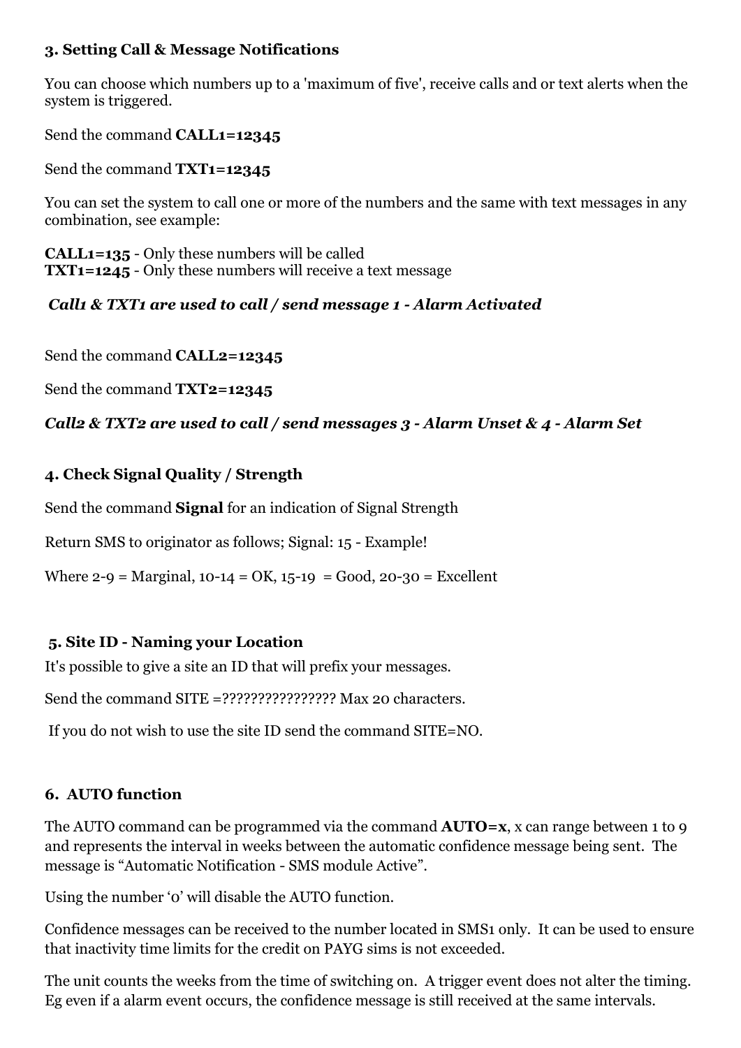### 3. Setting Call & Message Notifications

You can choose which numbers up to a 'maximum of five', receive calls and or text alerts when the system is triggered.

Send the command **CALL1=12345**

Send the command **TXT1=12345**

You can set the system to call one or more of the numbers and the same with text messages in any combination, see example:

**CALL1=135** - Only these numbers will be called
**TXT1=1245** - Only these numbers will receive a text message

***Call1 & TXT1 are used to call / send message 1 - Alarm Activated***

Send the command **CALL2=12345**

Send the command **TXT2=12345**

***Call2 & TXT2 are used to call / send messages 3 - Alarm Unset & 4 - Alarm Set***

### 4. Check Signal Quality / Strength

Send the command **Signal** for an indication of Signal Strength

Return SMS to originator as follows; Signal: 15 - Example!

Where 2-9 = Marginal, 10-14 = OK, 15-19 = Good, 20-30 = Excellent

### 5. Site ID - Naming your Location

It's possible to give a site an ID that will prefix your messages.

Send the command SITE =???????????????? Max 20 characters.

If you do not wish to use the site ID send the command SITE=NO.

### 6. AUTO function

The AUTO command can be programmed via the command **AUTO=x**, x can range between 1 to 9 and represents the interval in weeks between the automatic confidence message being sent. The message is “Automatic Notification - SMS module Active”.

Using the number ‘0’ will disable the AUTO function.

Confidence messages can be received to the number located in SMS1 only. It can be used to ensure that inactivity time limits for the credit on PAYG sims is not exceeded.

The unit counts the weeks from the time of switching on. A trigger event does not alter the timing. Eg even if a alarm event occurs, the confidence message is still received at the same intervals.